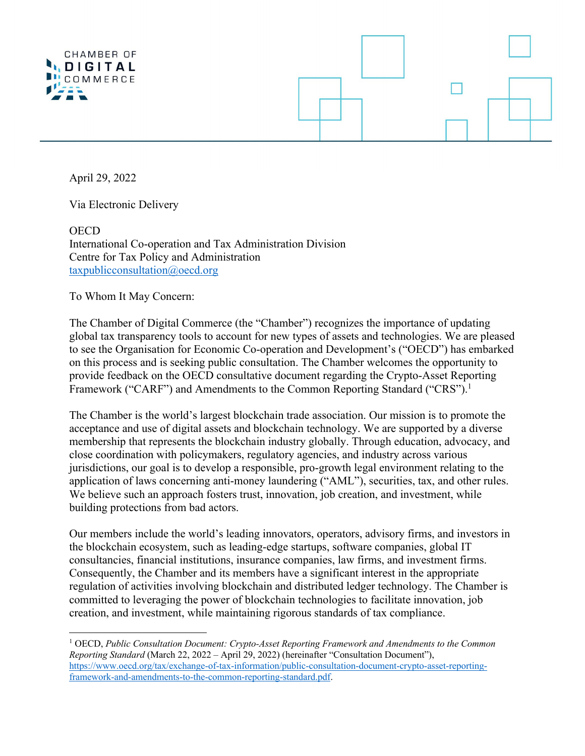CHAMBER OF DIGITAL COMMERCE

April 29, 2022

Via Electronic Delivery

OECD
International Co-operation and Tax Administration Division
Centre for Tax Policy and Administration
[taxpublicconsultation@oecd.org](mailto:taxpublicconsultation@oecd.org)

To Whom It May Concern:

The Chamber of Digital Commerce (the "Chamber") recognizes the importance of updating global tax transparency tools to account for new types of assets and technologies. We are pleased to see the Organisation for Economic Co-operation and Development's ("OECD") has embarked on this process and is seeking public consultation. The Chamber welcomes the opportunity to provide feedback on the OECD consultative document regarding the Crypto-Asset Reporting Framework ("CARF") and Amendments to the Common Reporting Standard ("CRS").[1]

The Chamber is the world's largest blockchain trade association. Our mission is to promote the acceptance and use of digital assets and blockchain technology. We are supported by a diverse membership that represents the blockchain industry globally. Through education, advocacy, and close coordination with policymakers, regulatory agencies, and industry across various jurisdictions, our goal is to develop a responsible, pro-growth legal environment relating to the application of laws concerning anti-money laundering ("AML"), securities, tax, and other rules. We believe such an approach fosters trust, innovation, job creation, and investment, while building protections from bad actors.

Our members include the world's leading innovators, operators, advisory firms, and investors in the blockchain ecosystem, such as leading-edge startups, software companies, global IT consultancies, financial institutions, insurance companies, law firms, and investment firms. Consequently, the Chamber and its members have a significant interest in the appropriate regulation of activities involving blockchain and distributed ledger technology. The Chamber is committed to leveraging the power of blockchain technologies to facilitate innovation, job creation, and investment, while maintaining rigorous standards of tax compliance.

---

[1] OECD, *Public Consultation Document: Crypto-Asset Reporting Framework and Amendments to the Common Reporting Standard* (March 22, 2022 – April 29, 2022) (hereinafter "Consultation Document"), [https://www.oecd.org/tax/exchange-of-tax-information/public-consultation-document-crypto-asset-reporting-framework-and-amendments-to-the-common-reporting-standard.pdf](https://www.oecd.org/tax/exchange-of-tax-information/public-consultation-document-crypto-asset-reporting-framework-and-amendments-to-the-common-reporting-standard.pdf).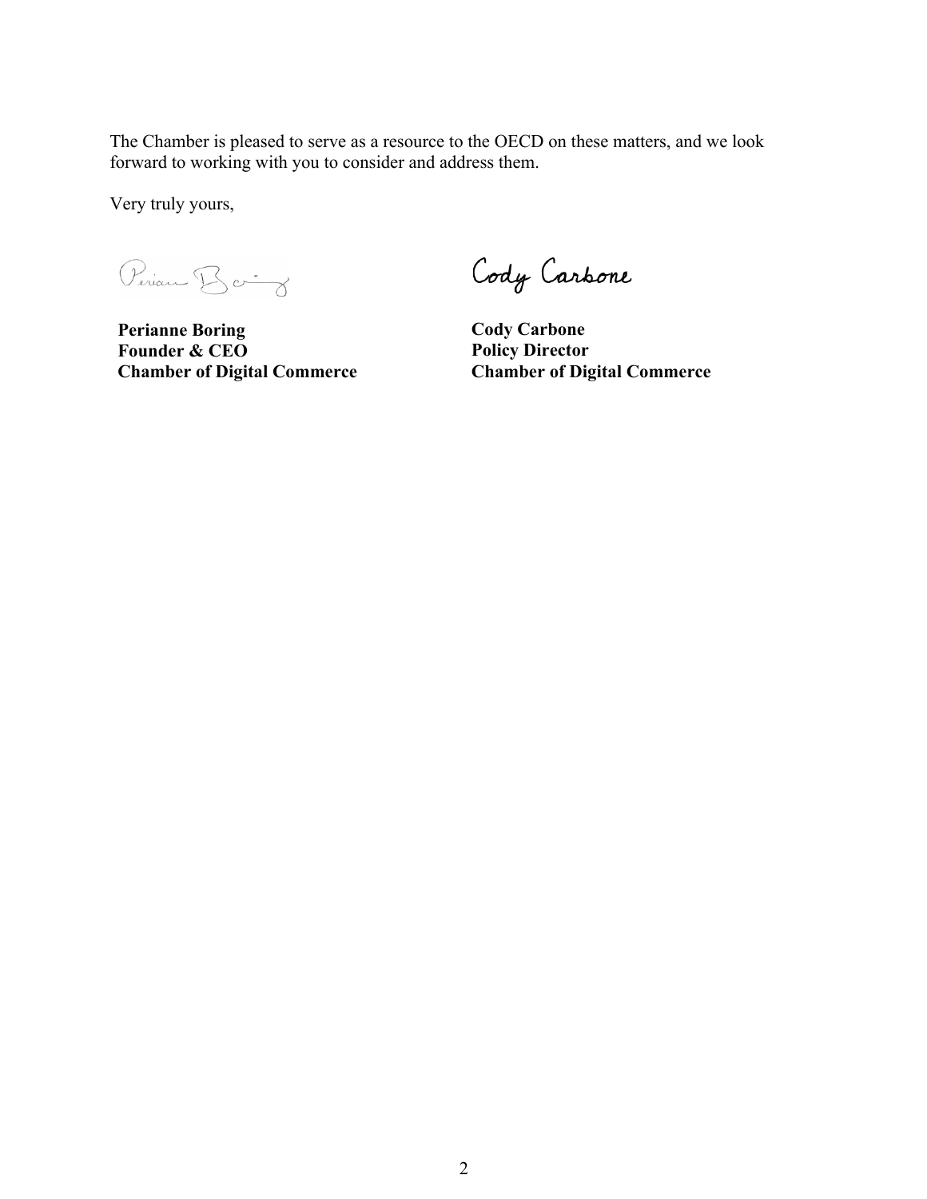The Chamber is pleased to serve as a resource to the OECD on these matters, and we look forward to working with you to consider and address them.

Very truly yours,

**Perianne Boring**
**Founder & CEO**
**Chamber of Digital Commerce**

**Cody Carbone**
**Policy Director**
**Chamber of Digital Commerce**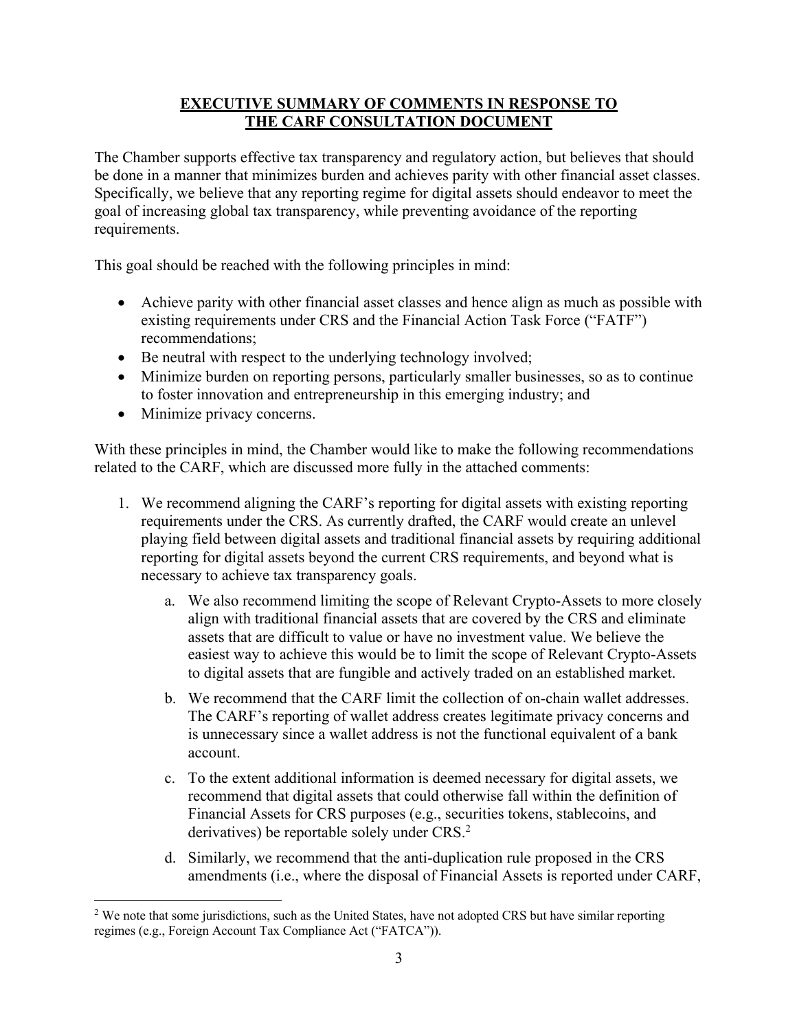## EXECUTIVE SUMMARY OF COMMENTS IN RESPONSE TO THE CARF CONSULTATION DOCUMENT

The Chamber supports effective tax transparency and regulatory action, but believes that should be done in a manner that minimizes burden and achieves parity with other financial asset classes. Specifically, we believe that any reporting regime for digital assets should endeavor to meet the goal of increasing global tax transparency, while preventing avoidance of the reporting requirements.

This goal should be reached with the following principles in mind:

- Achieve parity with other financial asset classes and hence align as much as possible with existing requirements under CRS and the Financial Action Task Force ("FATF") recommendations;
- Be neutral with respect to the underlying technology involved;
- Minimize burden on reporting persons, particularly smaller businesses, so as to continue to foster innovation and entrepreneurship in this emerging industry; and
- Minimize privacy concerns.

With these principles in mind, the Chamber would like to make the following recommendations related to the CARF, which are discussed more fully in the attached comments:

1. We recommend aligning the CARF's reporting for digital assets with existing reporting requirements under the CRS. As currently drafted, the CARF would create an unlevel playing field between digital assets and traditional financial assets by requiring additional reporting for digital assets beyond the current CRS requirements, and beyond what is necessary to achieve tax transparency goals.
    a. We also recommend limiting the scope of Relevant Crypto-Assets to more closely align with traditional financial assets that are covered by the CRS and eliminate assets that are difficult to value or have no investment value. We believe the easiest way to achieve this would be to limit the scope of Relevant Crypto-Assets to digital assets that are fungible and actively traded on an established market.
    b. We recommend that the CARF limit the collection of on-chain wallet addresses. The CARF's reporting of wallet address creates legitimate privacy concerns and is unnecessary since a wallet address is not the functional equivalent of a bank account.
    c. To the extent additional information is deemed necessary for digital assets, we recommend that digital assets that could otherwise fall within the definition of Financial Assets for CRS purposes (e.g., securities tokens, stablecoins, and derivatives) be reportable solely under CRS.[2]
    d. Similarly, we recommend that the anti-duplication rule proposed in the CRS amendments (i.e., where the disposal of Financial Assets is reported under CARF,

[2] We note that some jurisdictions, such as the United States, have not adopted CRS but have similar reporting regimes (e.g., Foreign Account Tax Compliance Act ("FATCA")).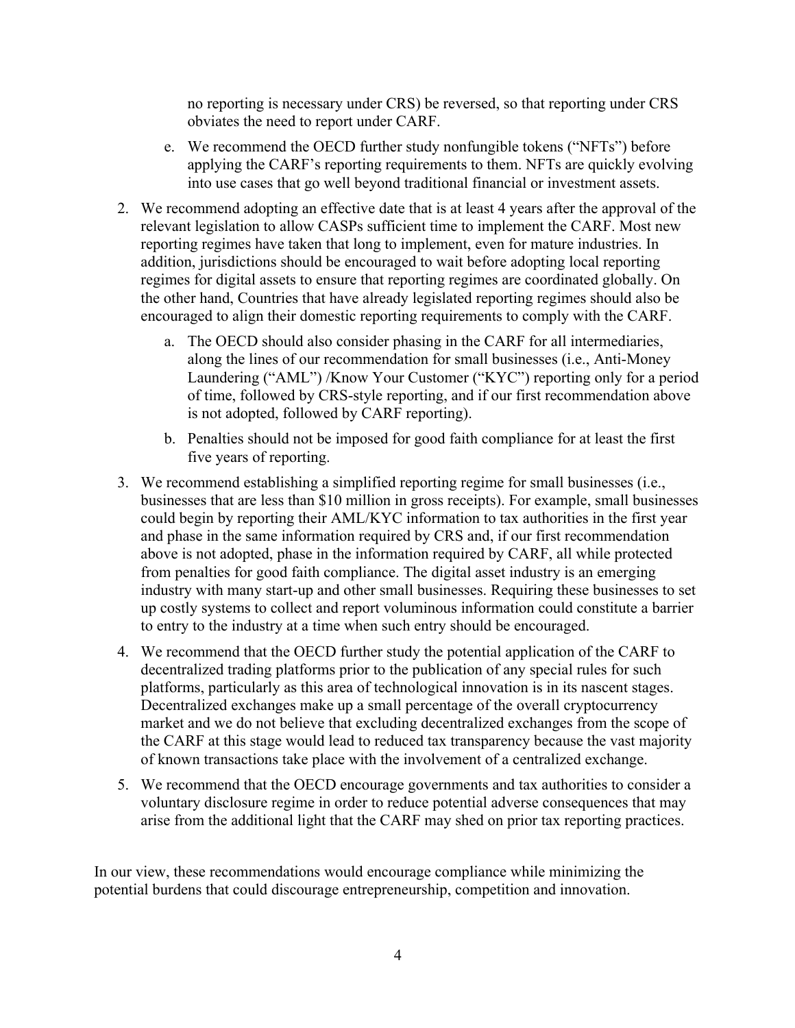no reporting is necessary under CRS) be reversed, so that reporting under CRS obviates the need to report under CARF.

   e. We recommend the OECD further study nonfungible tokens ("NFTs") before applying the CARF's reporting requirements to them. NFTs are quickly evolving into use cases that go well beyond traditional financial or investment assets.

2. We recommend adopting an effective date that is at least 4 years after the approval of the relevant legislation to allow CASPs sufficient time to implement the CARF. Most new reporting regimes have taken that long to implement, even for mature industries. In addition, jurisdictions should be encouraged to wait before adopting local reporting regimes for digital assets to ensure that reporting regimes are coordinated globally. On the other hand, Countries that have already legislated reporting regimes should also be encouraged to align their domestic reporting requirements to comply with the CARF.

   a. The OECD should also consider phasing in the CARF for all intermediaries, along the lines of our recommendation for small businesses (i.e., Anti-Money Laundering ("AML") /Know Your Customer ("KYC") reporting only for a period of time, followed by CRS-style reporting, and if our first recommendation above is not adopted, followed by CARF reporting).

   b. Penalties should not be imposed for good faith compliance for at least the first five years of reporting.

3. We recommend establishing a simplified reporting regime for small businesses (i.e., businesses that are less than $10 million in gross receipts). For example, small businesses could begin by reporting their AML/KYC information to tax authorities in the first year and phase in the same information required by CRS and, if our first recommendation above is not adopted, phase in the information required by CARF, all while protected from penalties for good faith compliance. The digital asset industry is an emerging industry with many start-up and other small businesses. Requiring these businesses to set up costly systems to collect and report voluminous information could constitute a barrier to entry to the industry at a time when such entry should be encouraged.

4. We recommend that the OECD further study the potential application of the CARF to decentralized trading platforms prior to the publication of any special rules for such platforms, particularly as this area of technological innovation is in its nascent stages. Decentralized exchanges make up a small percentage of the overall cryptocurrency market and we do not believe that excluding decentralized exchanges from the scope of the CARF at this stage would lead to reduced tax transparency because the vast majority of known transactions take place with the involvement of a centralized exchange.

5. We recommend that the OECD encourage governments and tax authorities to consider a voluntary disclosure regime in order to reduce potential adverse consequences that may arise from the additional light that the CARF may shed on prior tax reporting practices.

In our view, these recommendations would encourage compliance while minimizing the potential burdens that could discourage entrepreneurship, competition and innovation.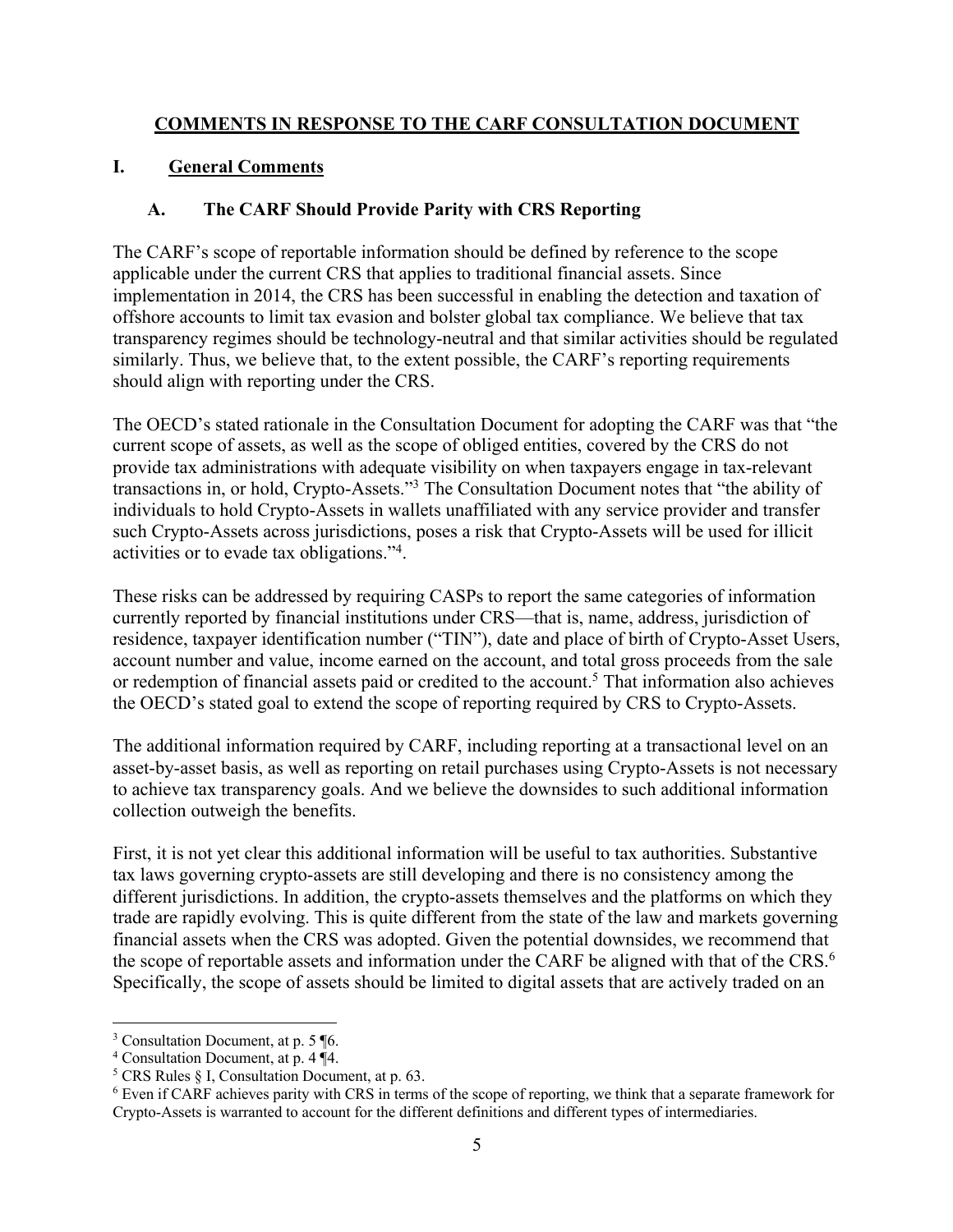## COMMENTS IN RESPONSE TO THE CARF CONSULTATION DOCUMENT

### I. General Comments

#### A. The CARF Should Provide Parity with CRS Reporting

The CARF's scope of reportable information should be defined by reference to the scope applicable under the current CRS that applies to traditional financial assets. Since implementation in 2014, the CRS has been successful in enabling the detection and taxation of offshore accounts to limit tax evasion and bolster global tax compliance. We believe that tax transparency regimes should be technology-neutral and that similar activities should be regulated similarly. Thus, we believe that, to the extent possible, the CARF's reporting requirements should align with reporting under the CRS.

The OECD's stated rationale in the Consultation Document for adopting the CARF was that "the current scope of assets, as well as the scope of obliged entities, covered by the CRS do not provide tax administrations with adequate visibility on when taxpayers engage in tax-relevant transactions in, or hold, Crypto-Assets."[3] The Consultation Document notes that "the ability of individuals to hold Crypto-Assets in wallets unaffiliated with any service provider and transfer such Crypto-Assets across jurisdictions, poses a risk that Crypto-Assets will be used for illicit activities or to evade tax obligations."[4].

These risks can be addressed by requiring CASPs to report the same categories of information currently reported by financial institutions under CRS—that is, name, address, jurisdiction of residence, taxpayer identification number ("TIN"), date and place of birth of Crypto-Asset Users, account number and value, income earned on the account, and total gross proceeds from the sale or redemption of financial assets paid or credited to the account.[5] That information also achieves the OECD's stated goal to extend the scope of reporting required by CRS to Crypto-Assets.

The additional information required by CARF, including reporting at a transactional level on an asset-by-asset basis, as well as reporting on retail purchases using Crypto-Assets is not necessary to achieve tax transparency goals. And we believe the downsides to such additional information collection outweigh the benefits.

First, it is not yet clear this additional information will be useful to tax authorities. Substantive tax laws governing crypto-assets are still developing and there is no consistency among the different jurisdictions. In addition, the crypto-assets themselves and the platforms on which they trade are rapidly evolving. This is quite different from the state of the law and markets governing financial assets when the CRS was adopted. Given the potential downsides, we recommend that the scope of reportable assets and information under the CARF be aligned with that of the CRS.[6] Specifically, the scope of assets should be limited to digital assets that are actively traded on an

---

[3] Consultation Document, at p. 5 ¶6.

[4] Consultation Document, at p. 4 ¶4.

[5] CRS Rules § I, Consultation Document, at p. 63.

[6] Even if CARF achieves parity with CRS in terms of the scope of reporting, we think that a separate framework for Crypto-Assets is warranted to account for the different definitions and different types of intermediaries.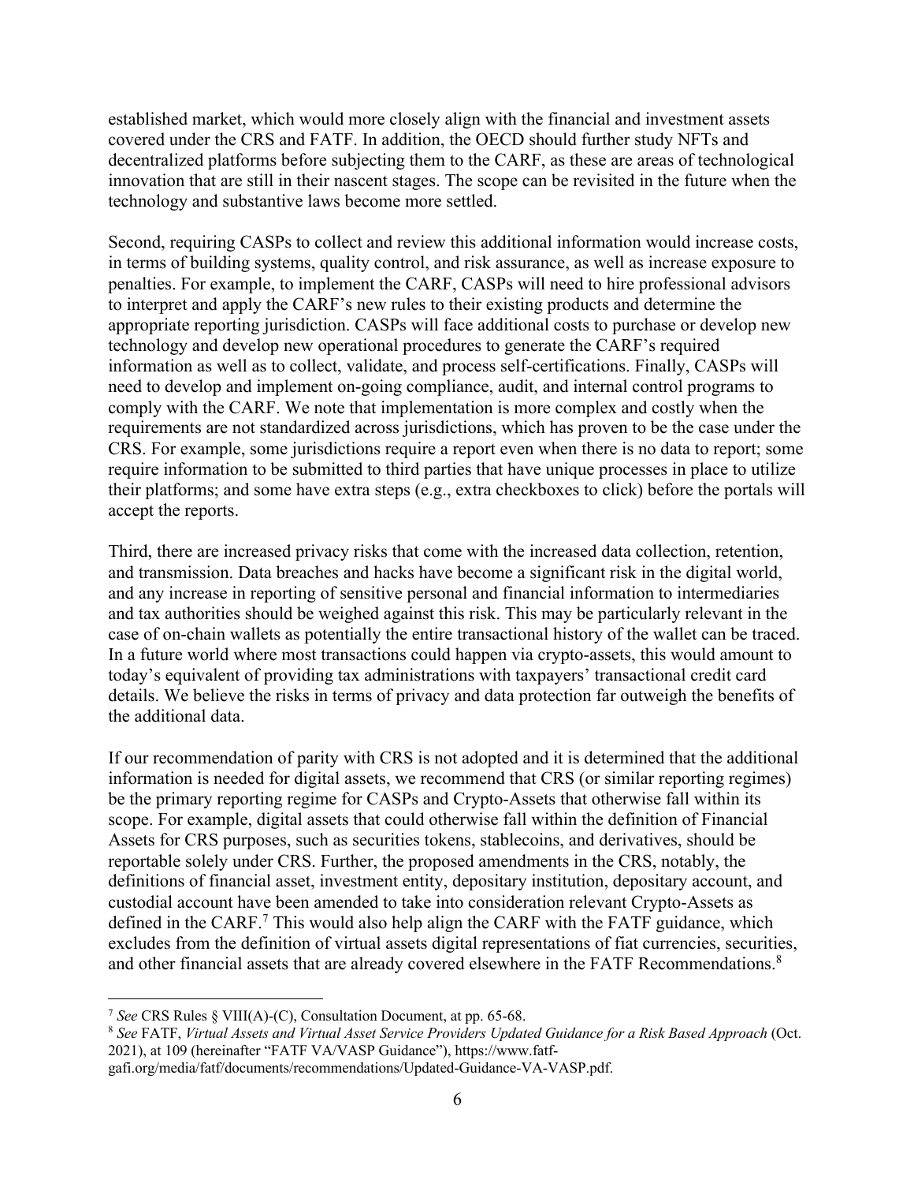established market, which would more closely align with the financial and investment assets covered under the CRS and FATF. In addition, the OECD should further study NFTs and decentralized platforms before subjecting them to the CARF, as these are areas of technological innovation that are still in their nascent stages. The scope can be revisited in the future when the technology and substantive laws become more settled.

Second, requiring CASPs to collect and review this additional information would increase costs, in terms of building systems, quality control, and risk assurance, as well as increase exposure to penalties. For example, to implement the CARF, CASPs will need to hire professional advisors to interpret and apply the CARF's new rules to their existing products and determine the appropriate reporting jurisdiction. CASPs will face additional costs to purchase or develop new technology and develop new operational procedures to generate the CARF's required information as well as to collect, validate, and process self-certifications. Finally, CASPs will need to develop and implement on-going compliance, audit, and internal control programs to comply with the CARF. We note that implementation is more complex and costly when the requirements are not standardized across jurisdictions, which has proven to be the case under the CRS. For example, some jurisdictions require a report even when there is no data to report; some require information to be submitted to third parties that have unique processes in place to utilize their platforms; and some have extra steps (e.g., extra checkboxes to click) before the portals will accept the reports.

Third, there are increased privacy risks that come with the increased data collection, retention, and transmission. Data breaches and hacks have become a significant risk in the digital world, and any increase in reporting of sensitive personal and financial information to intermediaries and tax authorities should be weighed against this risk. This may be particularly relevant in the case of on-chain wallets as potentially the entire transactional history of the wallet can be traced. In a future world where most transactions could happen via crypto-assets, this would amount to today's equivalent of providing tax administrations with taxpayers' transactional credit card details. We believe the risks in terms of privacy and data protection far outweigh the benefits of the additional data.

If our recommendation of parity with CRS is not adopted and it is determined that the additional information is needed for digital assets, we recommend that CRS (or similar reporting regimes) be the primary reporting regime for CASPs and Crypto-Assets that otherwise fall within its scope. For example, digital assets that could otherwise fall within the definition of Financial Assets for CRS purposes, such as securities tokens, stablecoins, and derivatives, should be reportable solely under CRS. Further, the proposed amendments in the CRS, notably, the definitions of financial asset, investment entity, depositary institution, depositary account, and custodial account have been amended to take into consideration relevant Crypto-Assets as defined in the CARF.[7] This would also help align the CARF with the FATF guidance, which excludes from the definition of virtual assets digital representations of fiat currencies, securities, and other financial assets that are already covered elsewhere in the FATF Recommendations.[8]

---

[7] *See* CRS Rules § VIII(A)-(C), Consultation Document, at pp. 65-68.

[8] *See* FATF, *Virtual Assets and Virtual Asset Service Providers Updated Guidance for a Risk Based Approach* (Oct. 2021), at 109 (hereinafter "FATF VA/VASP Guidance"), https://www.fatf-gafi.org/media/fatf/documents/recommendations/Updated-Guidance-VA-VASP.pdf.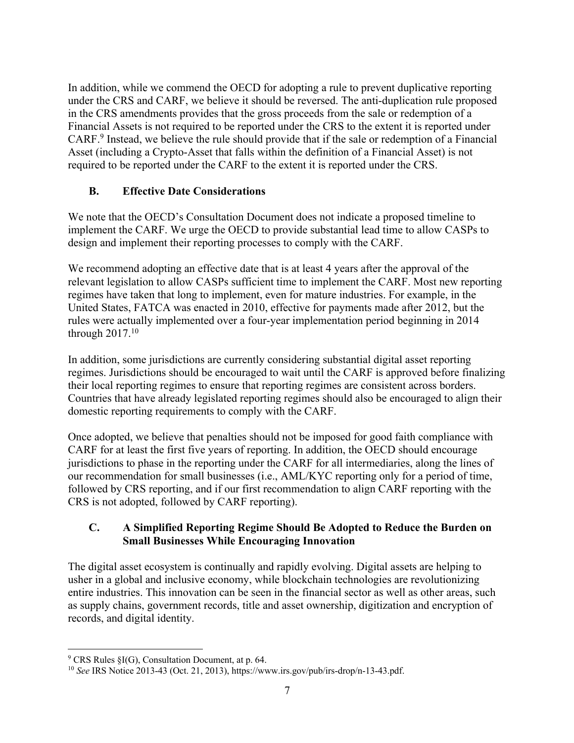In addition, while we commend the OECD for adopting a rule to prevent duplicative reporting under the CRS and CARF, we believe it should be reversed. The anti-duplication rule proposed in the CRS amendments provides that the gross proceeds from the sale or redemption of a Financial Assets is not required to be reported under the CRS to the extent it is reported under CARF.[9] Instead, we believe the rule should provide that if the sale or redemption of a Financial Asset (including a Crypto-Asset that falls within the definition of a Financial Asset) is not required to be reported under the CARF to the extent it is reported under the CRS.

### B. Effective Date Considerations

We note that the OECD's Consultation Document does not indicate a proposed timeline to implement the CARF. We urge the OECD to provide substantial lead time to allow CASPs to design and implement their reporting processes to comply with the CARF.

We recommend adopting an effective date that is at least 4 years after the approval of the relevant legislation to allow CASPs sufficient time to implement the CARF. Most new reporting regimes have taken that long to implement, even for mature industries. For example, in the United States, FATCA was enacted in 2010, effective for payments made after 2012, but the rules were actually implemented over a four-year implementation period beginning in 2014 through 2017.[10]

In addition, some jurisdictions are currently considering substantial digital asset reporting regimes. Jurisdictions should be encouraged to wait until the CARF is approved before finalizing their local reporting regimes to ensure that reporting regimes are consistent across borders. Countries that have already legislated reporting regimes should also be encouraged to align their domestic reporting requirements to comply with the CARF.

Once adopted, we believe that penalties should not be imposed for good faith compliance with CARF for at least the first five years of reporting. In addition, the OECD should encourage jurisdictions to phase in the reporting under the CARF for all intermediaries, along the lines of our recommendation for small businesses (i.e., AML/KYC reporting only for a period of time, followed by CRS reporting, and if our first recommendation to align CARF reporting with the CRS is not adopted, followed by CARF reporting).

### C. A Simplified Reporting Regime Should Be Adopted to Reduce the Burden on Small Businesses While Encouraging Innovation

The digital asset ecosystem is continually and rapidly evolving. Digital assets are helping to usher in a global and inclusive economy, while blockchain technologies are revolutionizing entire industries. This innovation can be seen in the financial sector as well as other areas, such as supply chains, government records, title and asset ownership, digitization and encryption of records, and digital identity.

---

[9] CRS Rules §I(G), Consultation Document, at p. 64.

[10] *See* IRS Notice 2013-43 (Oct. 21, 2013), https://www.irs.gov/pub/irs-drop/n-13-43.pdf.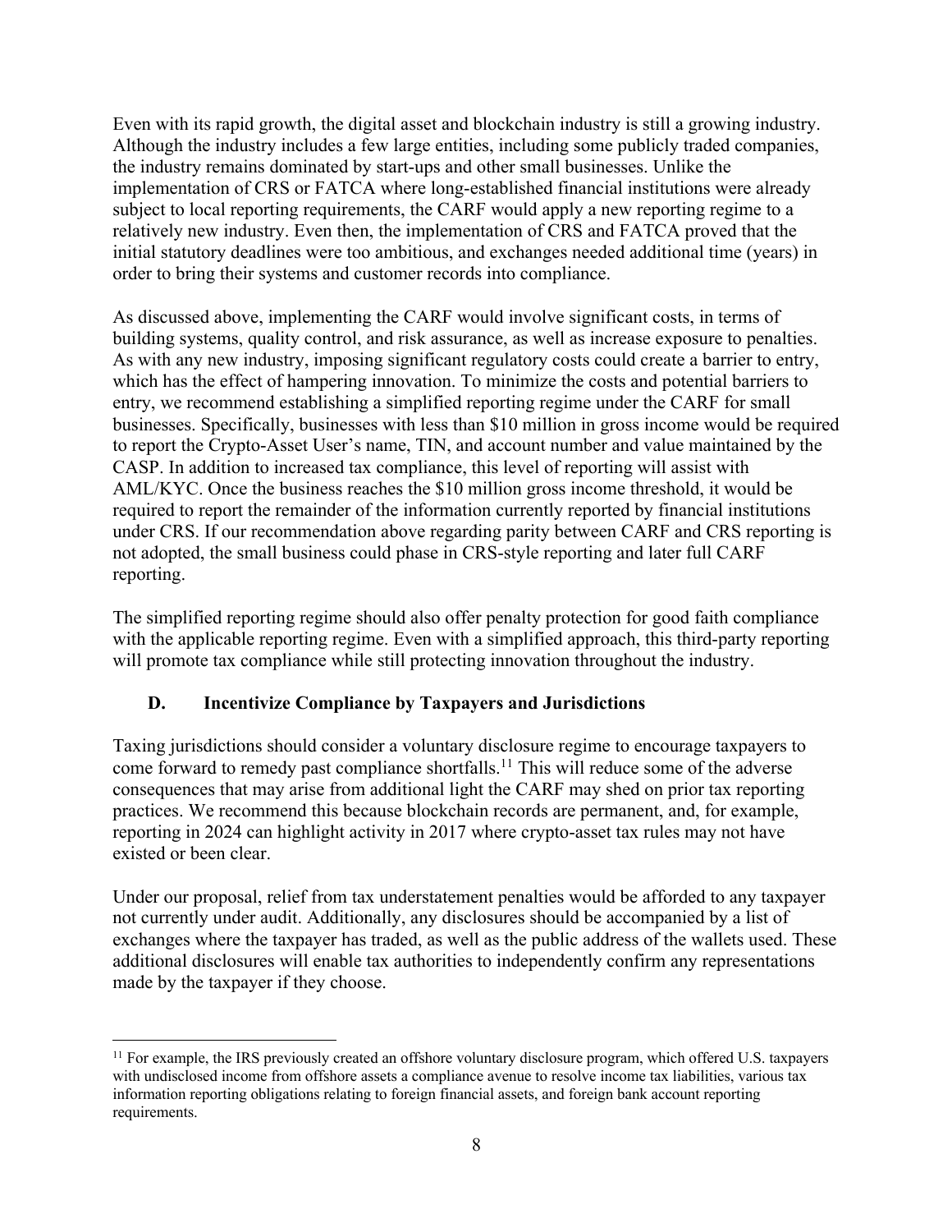Even with its rapid growth, the digital asset and blockchain industry is still a growing industry. Although the industry includes a few large entities, including some publicly traded companies, the industry remains dominated by start-ups and other small businesses. Unlike the implementation of CRS or FATCA where long-established financial institutions were already subject to local reporting requirements, the CARF would apply a new reporting regime to a relatively new industry. Even then, the implementation of CRS and FATCA proved that the initial statutory deadlines were too ambitious, and exchanges needed additional time (years) in order to bring their systems and customer records into compliance.

As discussed above, implementing the CARF would involve significant costs, in terms of building systems, quality control, and risk assurance, as well as increase exposure to penalties. As with any new industry, imposing significant regulatory costs could create a barrier to entry, which has the effect of hampering innovation. To minimize the costs and potential barriers to entry, we recommend establishing a simplified reporting regime under the CARF for small businesses. Specifically, businesses with less than $10 million in gross income would be required to report the Crypto-Asset User's name, TIN, and account number and value maintained by the CASP. In addition to increased tax compliance, this level of reporting will assist with AML/KYC. Once the business reaches the $10 million gross income threshold, it would be required to report the remainder of the information currently reported by financial institutions under CRS. If our recommendation above regarding parity between CARF and CRS reporting is not adopted, the small business could phase in CRS-style reporting and later full CARF reporting.

The simplified reporting regime should also offer penalty protection for good faith compliance with the applicable reporting regime. Even with a simplified approach, this third-party reporting will promote tax compliance while still protecting innovation throughout the industry.

### D. Incentivize Compliance by Taxpayers and Jurisdictions

Taxing jurisdictions should consider a voluntary disclosure regime to encourage taxpayers to come forward to remedy past compliance shortfalls.[11] This will reduce some of the adverse consequences that may arise from additional light the CARF may shed on prior tax reporting practices. We recommend this because blockchain records are permanent, and, for example, reporting in 2024 can highlight activity in 2017 where crypto-asset tax rules may not have existed or been clear.

Under our proposal, relief from tax understatement penalties would be afforded to any taxpayer not currently under audit. Additionally, any disclosures should be accompanied by a list of exchanges where the taxpayer has traded, as well as the public address of the wallets used. These additional disclosures will enable tax authorities to independently confirm any representations made by the taxpayer if they choose.

---

[11] For example, the IRS previously created an offshore voluntary disclosure program, which offered U.S. taxpayers with undisclosed income from offshore assets a compliance avenue to resolve income tax liabilities, various tax information reporting obligations relating to foreign financial assets, and foreign bank account reporting requirements.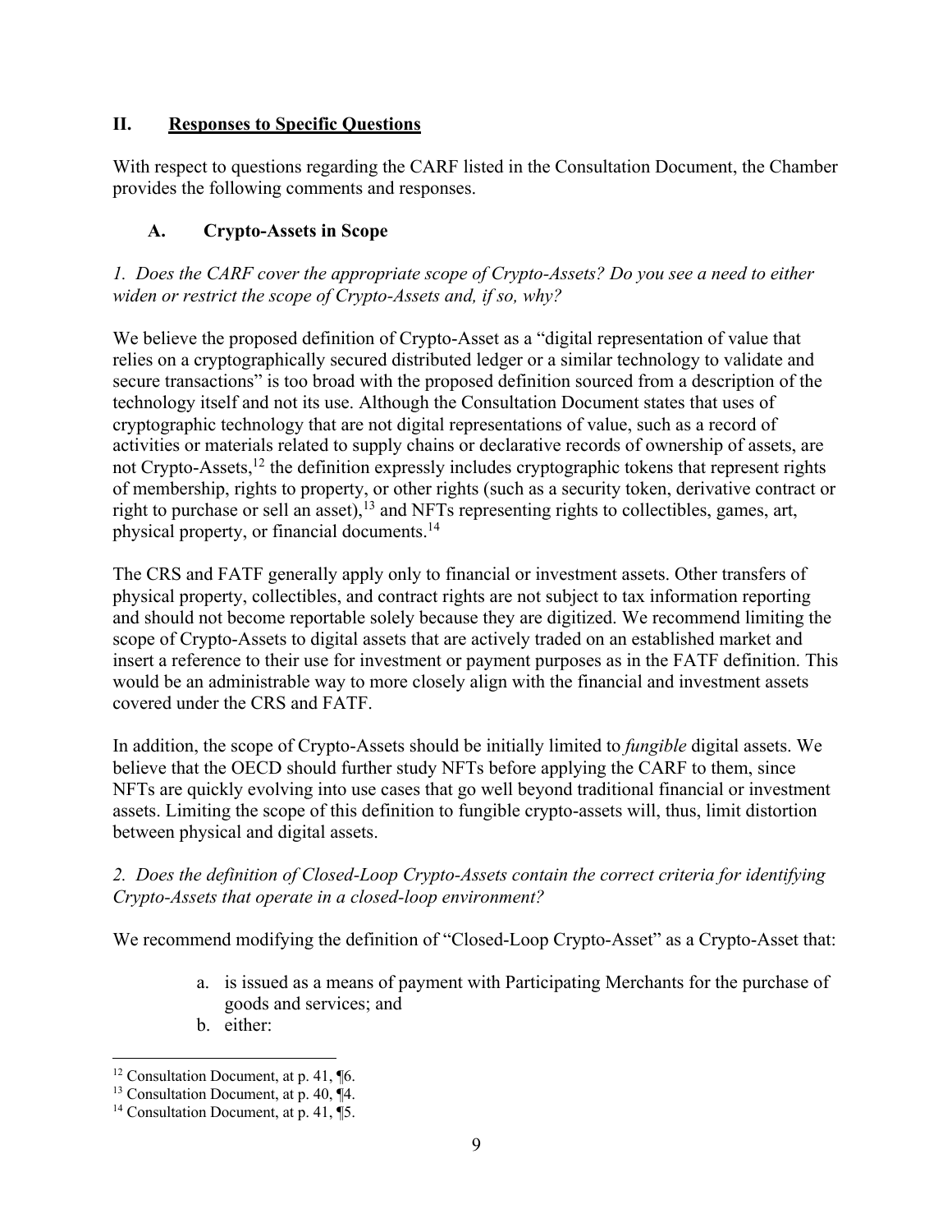## II. Responses to Specific Questions

With respect to questions regarding the CARF listed in the Consultation Document, the Chamber provides the following comments and responses.

### A. Crypto-Assets in Scope

*1. Does the CARF cover the appropriate scope of Crypto-Assets? Do you see a need to either widen or restrict the scope of Crypto-Assets and, if so, why?*

We believe the proposed definition of Crypto-Asset as a "digital representation of value that relies on a cryptographically secured distributed ledger or a similar technology to validate and secure transactions" is too broad with the proposed definition sourced from a description of the technology itself and not its use. Although the Consultation Document states that uses of cryptographic technology that are not digital representations of value, such as a record of activities or materials related to supply chains or declarative records of ownership of assets, are not Crypto-Assets,[12] the definition expressly includes cryptographic tokens that represent rights of membership, rights to property, or other rights (such as a security token, derivative contract or right to purchase or sell an asset),[13] and NFTs representing rights to collectibles, games, art, physical property, or financial documents.[14]

The CRS and FATF generally apply only to financial or investment assets. Other transfers of physical property, collectibles, and contract rights are not subject to tax information reporting and should not become reportable solely because they are digitized. We recommend limiting the scope of Crypto-Assets to digital assets that are actively traded on an established market and insert a reference to their use for investment or payment purposes as in the FATF definition. This would be an administrable way to more closely align with the financial and investment assets covered under the CRS and FATF.

In addition, the scope of Crypto-Assets should be initially limited to *fungible* digital assets. We believe that the OECD should further study NFTs before applying the CARF to them, since NFTs are quickly evolving into use cases that go well beyond traditional financial or investment assets. Limiting the scope of this definition to fungible crypto-assets will, thus, limit distortion between physical and digital assets.

*2. Does the definition of Closed-Loop Crypto-Assets contain the correct criteria for identifying Crypto-Assets that operate in a closed-loop environment?*

We recommend modifying the definition of "Closed-Loop Crypto-Asset" as a Crypto-Asset that:

a. is issued as a means of payment with Participating Merchants for the purchase of goods and services; and
b. either:

[12] Consultation Document, at p. 41, ¶6.
[13] Consultation Document, at p. 40, ¶4.
[14] Consultation Document, at p. 41, ¶5.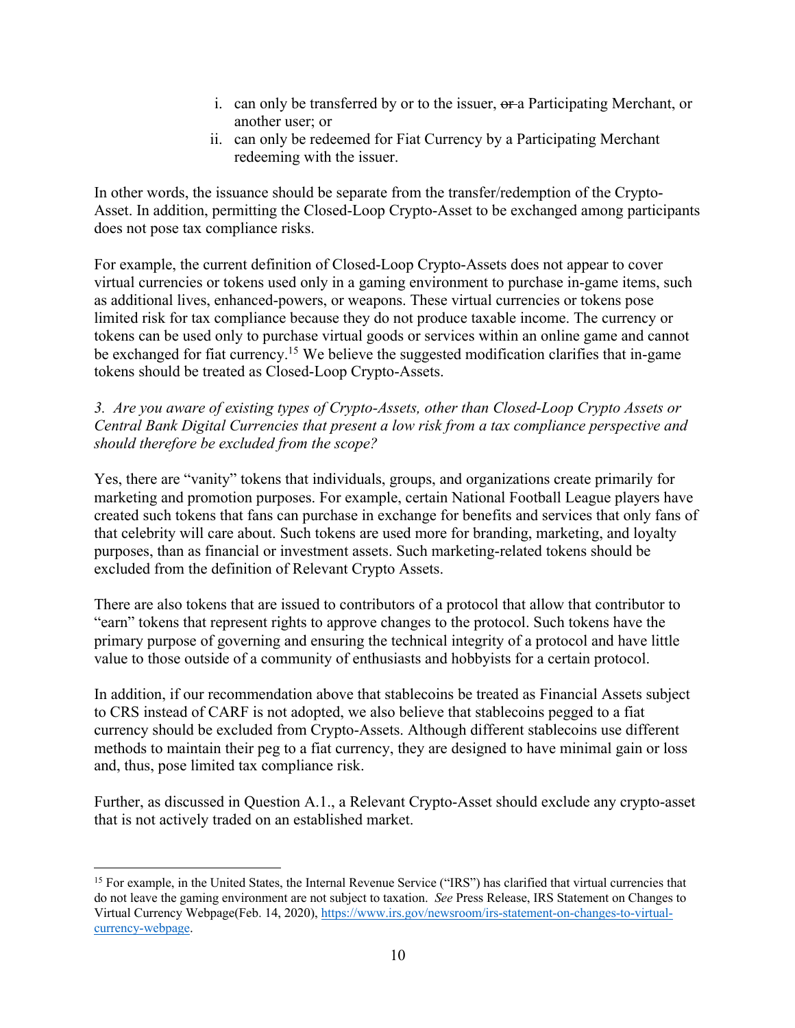i. can only be transferred by or to the issuer, ~~or~~ a Participating Merchant, or another user; or
ii. can only be redeemed for Fiat Currency by a Participating Merchant redeeming with the issuer.

In other words, the issuance should be separate from the transfer/redemption of the Crypto-Asset. In addition, permitting the Closed-Loop Crypto-Asset to be exchanged among participants does not pose tax compliance risks.

For example, the current definition of Closed-Loop Crypto-Assets does not appear to cover virtual currencies or tokens used only in a gaming environment to purchase in-game items, such as additional lives, enhanced-powers, or weapons. These virtual currencies or tokens pose limited risk for tax compliance because they do not produce taxable income. The currency or tokens can be used only to purchase virtual goods or services within an online game and cannot be exchanged for fiat currency.[15] We believe the suggested modification clarifies that in-game tokens should be treated as Closed-Loop Crypto-Assets.

*3. Are you aware of existing types of Crypto-Assets, other than Closed-Loop Crypto Assets or Central Bank Digital Currencies that present a low risk from a tax compliance perspective and should therefore be excluded from the scope?*

Yes, there are "vanity" tokens that individuals, groups, and organizations create primarily for marketing and promotion purposes. For example, certain National Football League players have created such tokens that fans can purchase in exchange for benefits and services that only fans of that celebrity will care about. Such tokens are used more for branding, marketing, and loyalty purposes, than as financial or investment assets. Such marketing-related tokens should be excluded from the definition of Relevant Crypto Assets.

There are also tokens that are issued to contributors of a protocol that allow that contributor to "earn" tokens that represent rights to approve changes to the protocol. Such tokens have the primary purpose of governing and ensuring the technical integrity of a protocol and have little value to those outside of a community of enthusiasts and hobbyists for a certain protocol.

In addition, if our recommendation above that stablecoins be treated as Financial Assets subject to CRS instead of CARF is not adopted, we also believe that stablecoins pegged to a fiat currency should be excluded from Crypto-Assets. Although different stablecoins use different methods to maintain their peg to a fiat currency, they are designed to have minimal gain or loss and, thus, pose limited tax compliance risk.

Further, as discussed in Question A.1., a Relevant Crypto-Asset should exclude any crypto-asset that is not actively traded on an established market.

---

[15] For example, in the United States, the Internal Revenue Service ("IRS") has clarified that virtual currencies that do not leave the gaming environment are not subject to taxation. *See* Press Release, IRS Statement on Changes to Virtual Currency Webpage(Feb. 14, 2020), https://www.irs.gov/newsroom/irs-statement-on-changes-to-virtual-currency-webpage.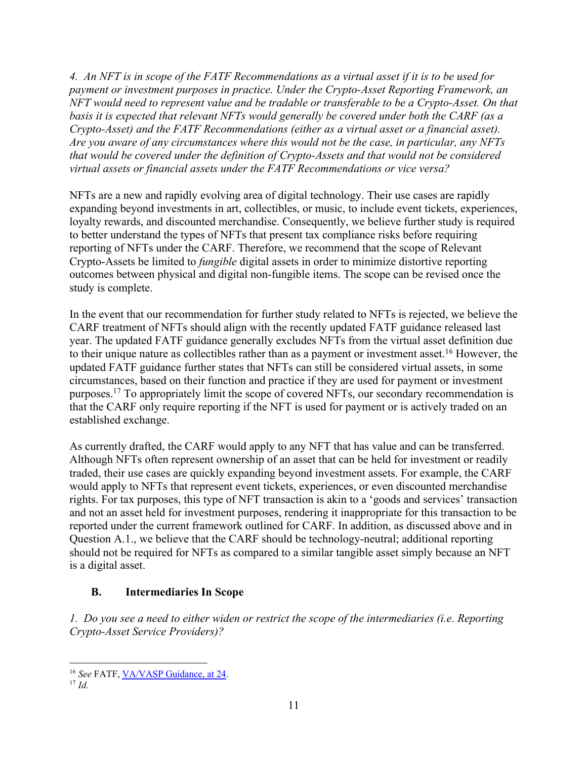*4. An NFT is in scope of the FATF Recommendations as a virtual asset if it is to be used for payment or investment purposes in practice. Under the Crypto-Asset Reporting Framework, an NFT would need to represent value and be tradable or transferable to be a Crypto-Asset. On that basis it is expected that relevant NFTs would generally be covered under both the CARF (as a Crypto-Asset) and the FATF Recommendations (either as a virtual asset or a financial asset). Are you aware of any circumstances where this would not be the case, in particular, any NFTs that would be covered under the definition of Crypto-Assets and that would not be considered virtual assets or financial assets under the FATF Recommendations or vice versa?*

NFTs are a new and rapidly evolving area of digital technology. Their use cases are rapidly expanding beyond investments in art, collectibles, or music, to include event tickets, experiences, loyalty rewards, and discounted merchandise. Consequently, we believe further study is required to better understand the types of NFTs that present tax compliance risks before requiring reporting of NFTs under the CARF. Therefore, we recommend that the scope of Relevant Crypto-Assets be limited to *fungible* digital assets in order to minimize distortive reporting outcomes between physical and digital non-fungible items. The scope can be revised once the study is complete.

In the event that our recommendation for further study related to NFTs is rejected, we believe the CARF treatment of NFTs should align with the recently updated FATF guidance released last year. The updated FATF guidance generally excludes NFTs from the virtual asset definition due to their unique nature as collectibles rather than as a payment or investment asset.[16] However, the updated FATF guidance further states that NFTs can still be considered virtual assets, in some circumstances, based on their function and practice if they are used for payment or investment purposes.[17] To appropriately limit the scope of covered NFTs, our secondary recommendation is that the CARF only require reporting if the NFT is used for payment or is actively traded on an established exchange.

As currently drafted, the CARF would apply to any NFT that has value and can be transferred. Although NFTs often represent ownership of an asset that can be held for investment or readily traded, their use cases are quickly expanding beyond investment assets. For example, the CARF would apply to NFTs that represent event tickets, experiences, or even discounted merchandise rights. For tax purposes, this type of NFT transaction is akin to a 'goods and services' transaction and not an asset held for investment purposes, rendering it inappropriate for this transaction to be reported under the current framework outlined for CARF. In addition, as discussed above and in Question A.1., we believe that the CARF should be technology-neutral; additional reporting should not be required for NFTs as compared to a similar tangible asset simply because an NFT is a digital asset.

## B. Intermediaries In Scope

*1. Do you see a need to either widen or restrict the scope of the intermediaries (i.e. Reporting Crypto-Asset Service Providers)?*

---

[16] *See* FATF, VA/VASP Guidance, at 24.

[17] *Id.*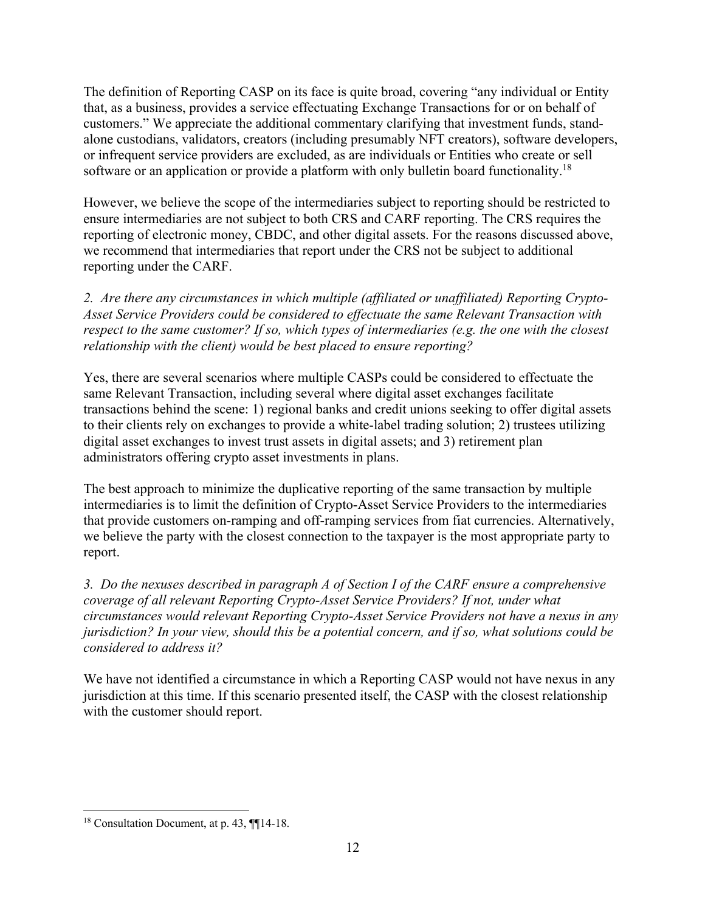The definition of Reporting CASP on its face is quite broad, covering "any individual or Entity that, as a business, provides a service effectuating Exchange Transactions for or on behalf of customers." We appreciate the additional commentary clarifying that investment funds, stand-alone custodians, validators, creators (including presumably NFT creators), software developers, or infrequent service providers are excluded, as are individuals or Entities who create or sell software or an application or provide a platform with only bulletin board functionality.[18]

However, we believe the scope of the intermediaries subject to reporting should be restricted to ensure intermediaries are not subject to both CRS and CARF reporting. The CRS requires the reporting of electronic money, CBDC, and other digital assets. For the reasons discussed above, we recommend that intermediaries that report under the CRS not be subject to additional reporting under the CARF.

*2. Are there any circumstances in which multiple (affiliated or unaffiliated) Reporting Crypto-Asset Service Providers could be considered to effectuate the same Relevant Transaction with respect to the same customer? If so, which types of intermediaries (e.g. the one with the closest relationship with the client) would be best placed to ensure reporting?*

Yes, there are several scenarios where multiple CASPs could be considered to effectuate the same Relevant Transaction, including several where digital asset exchanges facilitate transactions behind the scene: 1) regional banks and credit unions seeking to offer digital assets to their clients rely on exchanges to provide a white-label trading solution; 2) trustees utilizing digital asset exchanges to invest trust assets in digital assets; and 3) retirement plan administrators offering crypto asset investments in plans.

The best approach to minimize the duplicative reporting of the same transaction by multiple intermediaries is to limit the definition of Crypto-Asset Service Providers to the intermediaries that provide customers on-ramping and off-ramping services from fiat currencies. Alternatively, we believe the party with the closest connection to the taxpayer is the most appropriate party to report.

*3. Do the nexuses described in paragraph A of Section I of the CARF ensure a comprehensive coverage of all relevant Reporting Crypto-Asset Service Providers? If not, under what circumstances would relevant Reporting Crypto-Asset Service Providers not have a nexus in any jurisdiction? In your view, should this be a potential concern, and if so, what solutions could be considered to address it?*

We have not identified a circumstance in which a Reporting CASP would not have nexus in any jurisdiction at this time. If this scenario presented itself, the CASP with the closest relationship with the customer should report.

---

[18] Consultation Document, at p. 43, ¶¶14-18.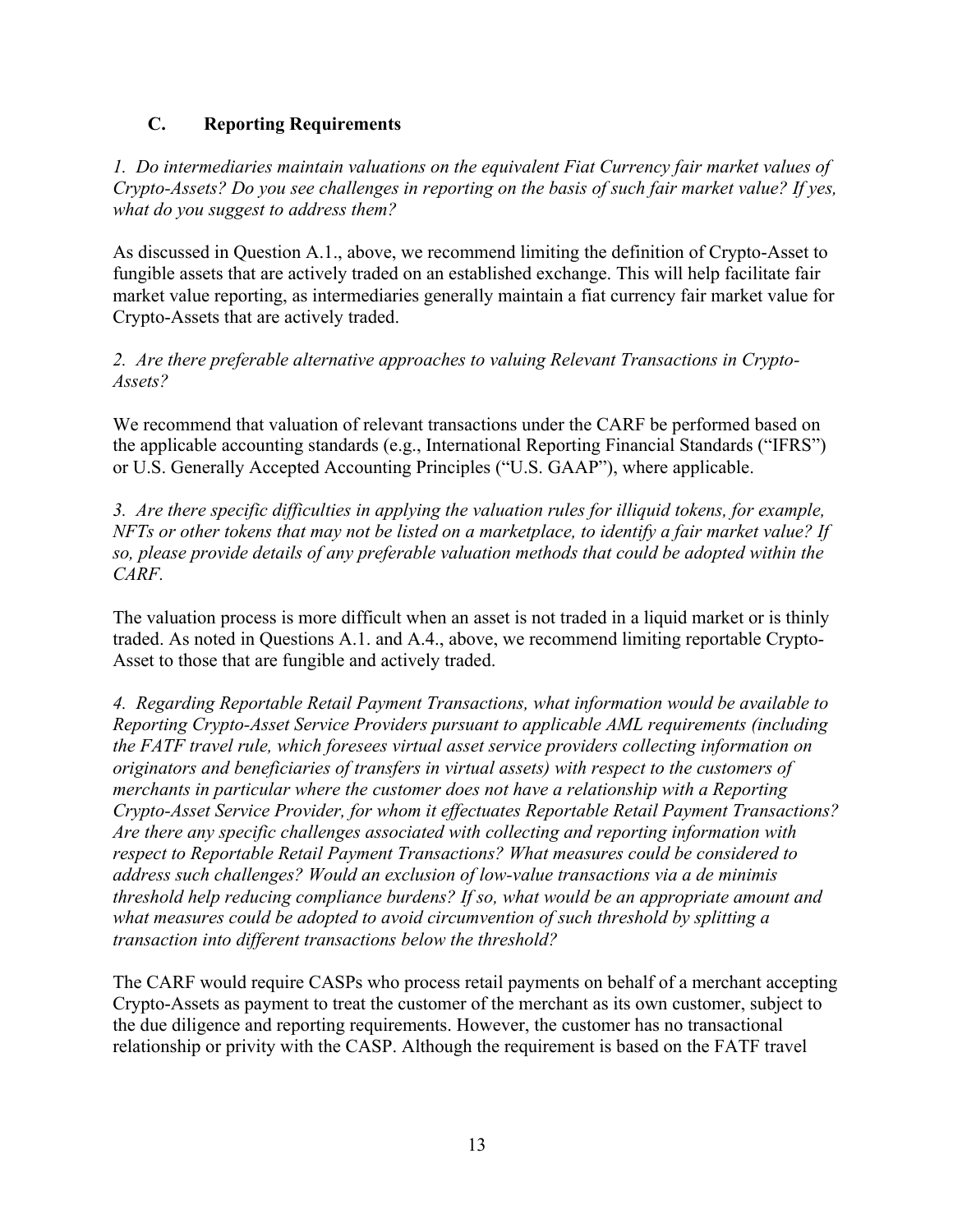## C. Reporting Requirements

*1. Do intermediaries maintain valuations on the equivalent Fiat Currency fair market values of Crypto-Assets? Do you see challenges in reporting on the basis of such fair market value? If yes, what do you suggest to address them?*

As discussed in Question A.1., above, we recommend limiting the definition of Crypto-Asset to fungible assets that are actively traded on an established exchange. This will help facilitate fair market value reporting, as intermediaries generally maintain a fiat currency fair market value for Crypto-Assets that are actively traded.

*2. Are there preferable alternative approaches to valuing Relevant Transactions in Crypto-Assets?*

We recommend that valuation of relevant transactions under the CARF be performed based on the applicable accounting standards (e.g., International Reporting Financial Standards ("IFRS") or U.S. Generally Accepted Accounting Principles ("U.S. GAAP"), where applicable.

*3. Are there specific difficulties in applying the valuation rules for illiquid tokens, for example, NFTs or other tokens that may not be listed on a marketplace, to identify a fair market value? If so, please provide details of any preferable valuation methods that could be adopted within the CARF.*

The valuation process is more difficult when an asset is not traded in a liquid market or is thinly traded. As noted in Questions A.1. and A.4., above, we recommend limiting reportable Crypto-Asset to those that are fungible and actively traded.

*4. Regarding Reportable Retail Payment Transactions, what information would be available to Reporting Crypto-Asset Service Providers pursuant to applicable AML requirements (including the FATF travel rule, which foresees virtual asset service providers collecting information on originators and beneficiaries of transfers in virtual assets) with respect to the customers of merchants in particular where the customer does not have a relationship with a Reporting Crypto-Asset Service Provider, for whom it effectuates Reportable Retail Payment Transactions? Are there any specific challenges associated with collecting and reporting information with respect to Reportable Retail Payment Transactions? What measures could be considered to address such challenges? Would an exclusion of low-value transactions via a de minimis threshold help reducing compliance burdens? If so, what would be an appropriate amount and what measures could be adopted to avoid circumvention of such threshold by splitting a transaction into different transactions below the threshold?*

The CARF would require CASPs who process retail payments on behalf of a merchant accepting Crypto-Assets as payment to treat the customer of the merchant as its own customer, subject to the due diligence and reporting requirements. However, the customer has no transactional relationship or privity with the CASP. Although the requirement is based on the FATF travel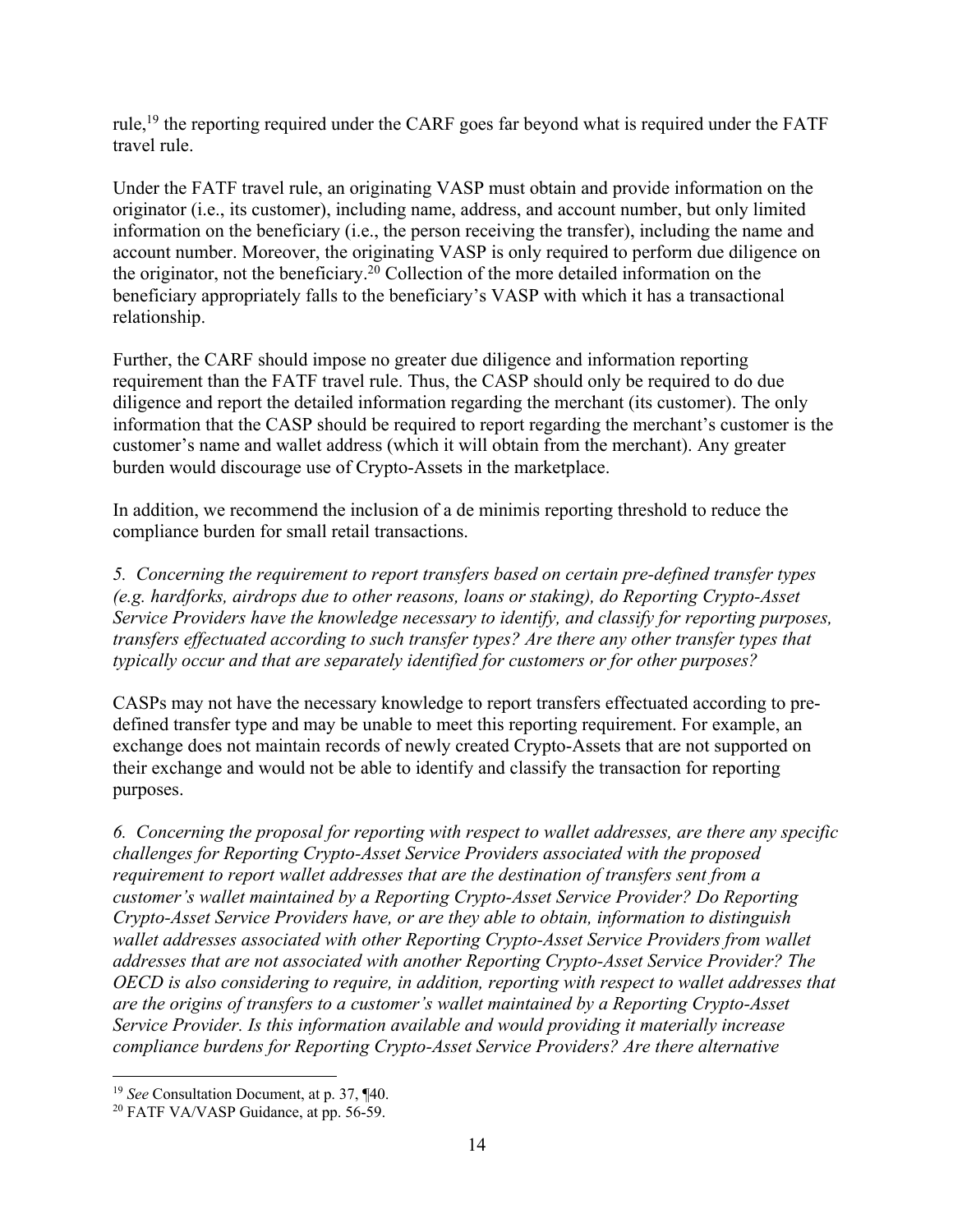rule,[19] the reporting required under the CARF goes far beyond what is required under the FATF travel rule.

Under the FATF travel rule, an originating VASP must obtain and provide information on the originator (i.e., its customer), including name, address, and account number, but only limited information on the beneficiary (i.e., the person receiving the transfer), including the name and account number. Moreover, the originating VASP is only required to perform due diligence on the originator, not the beneficiary.[20] Collection of the more detailed information on the beneficiary appropriately falls to the beneficiary's VASP with which it has a transactional relationship.

Further, the CARF should impose no greater due diligence and information reporting requirement than the FATF travel rule. Thus, the CASP should only be required to do due diligence and report the detailed information regarding the merchant (its customer). The only information that the CASP should be required to report regarding the merchant's customer is the customer's name and wallet address (which it will obtain from the merchant). Any greater burden would discourage use of Crypto-Assets in the marketplace.

In addition, we recommend the inclusion of a de minimis reporting threshold to reduce the compliance burden for small retail transactions.

*5. Concerning the requirement to report transfers based on certain pre-defined transfer types (e.g. hardforks, airdrops due to other reasons, loans or staking), do Reporting Crypto-Asset Service Providers have the knowledge necessary to identify, and classify for reporting purposes, transfers effectuated according to such transfer types? Are there any other transfer types that typically occur and that are separately identified for customers or for other purposes?*

CASPs may not have the necessary knowledge to report transfers effectuated according to pre-defined transfer type and may be unable to meet this reporting requirement. For example, an exchange does not maintain records of newly created Crypto-Assets that are not supported on their exchange and would not be able to identify and classify the transaction for reporting purposes.

*6. Concerning the proposal for reporting with respect to wallet addresses, are there any specific challenges for Reporting Crypto-Asset Service Providers associated with the proposed requirement to report wallet addresses that are the destination of transfers sent from a customer's wallet maintained by a Reporting Crypto-Asset Service Provider? Do Reporting Crypto-Asset Service Providers have, or are they able to obtain, information to distinguish wallet addresses associated with other Reporting Crypto-Asset Service Providers from wallet addresses that are not associated with another Reporting Crypto-Asset Service Provider? The OECD is also considering to require, in addition, reporting with respect to wallet addresses that are the origins of transfers to a customer's wallet maintained by a Reporting Crypto-Asset Service Provider. Is this information available and would providing it materially increase compliance burdens for Reporting Crypto-Asset Service Providers? Are there alternative*

---

[19] *See* Consultation Document, at p. 37, ¶40.

[20] FATF VA/VASP Guidance, at pp. 56-59.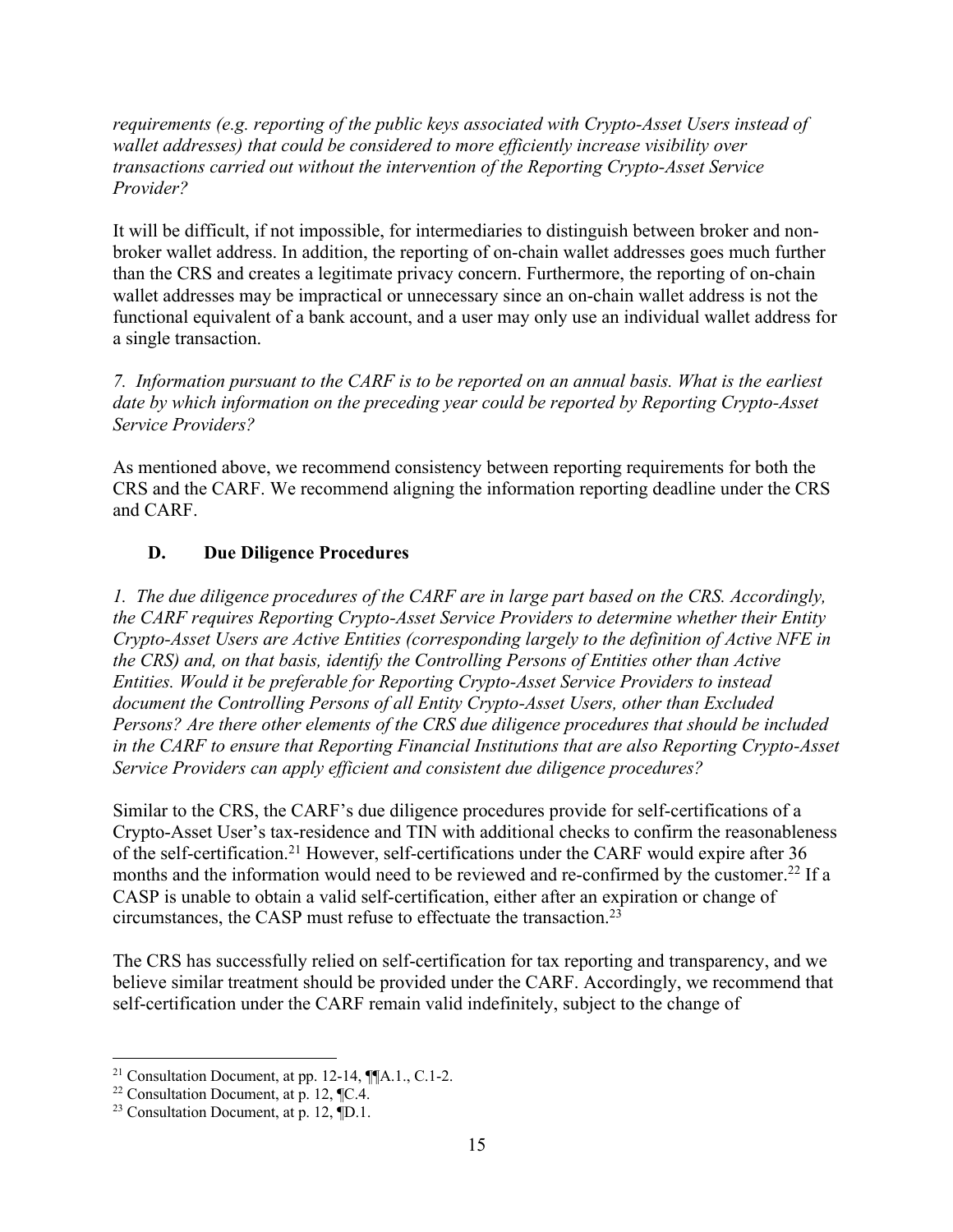*requirements (e.g. reporting of the public keys associated with Crypto-Asset Users instead of wallet addresses) that could be considered to more efficiently increase visibility over transactions carried out without the intervention of the Reporting Crypto-Asset Service Provider?*

It will be difficult, if not impossible, for intermediaries to distinguish between broker and non-broker wallet address. In addition, the reporting of on-chain wallet addresses goes much further than the CRS and creates a legitimate privacy concern. Furthermore, the reporting of on-chain wallet addresses may be impractical or unnecessary since an on-chain wallet address is not the functional equivalent of a bank account, and a user may only use an individual wallet address for a single transaction.

*7. Information pursuant to the CARF is to be reported on an annual basis. What is the earliest date by which information on the preceding year could be reported by Reporting Crypto-Asset Service Providers?*

As mentioned above, we recommend consistency between reporting requirements for both the CRS and the CARF. We recommend aligning the information reporting deadline under the CRS and CARF.

### D. Due Diligence Procedures

*1. The due diligence procedures of the CARF are in large part based on the CRS. Accordingly, the CARF requires Reporting Crypto-Asset Service Providers to determine whether their Entity Crypto-Asset Users are Active Entities (corresponding largely to the definition of Active NFE in the CRS) and, on that basis, identify the Controlling Persons of Entities other than Active Entities. Would it be preferable for Reporting Crypto-Asset Service Providers to instead document the Controlling Persons of all Entity Crypto-Asset Users, other than Excluded Persons? Are there other elements of the CRS due diligence procedures that should be included in the CARF to ensure that Reporting Financial Institutions that are also Reporting Crypto-Asset Service Providers can apply efficient and consistent due diligence procedures?*

Similar to the CRS, the CARF's due diligence procedures provide for self-certifications of a Crypto-Asset User's tax-residence and TIN with additional checks to confirm the reasonableness of the self-certification.[21] However, self-certifications under the CARF would expire after 36 months and the information would need to be reviewed and re-confirmed by the customer.[22] If a CASP is unable to obtain a valid self-certification, either after an expiration or change of circumstances, the CASP must refuse to effectuate the transaction.[23]

The CRS has successfully relied on self-certification for tax reporting and transparency, and we believe similar treatment should be provided under the CARF. Accordingly, we recommend that self-certification under the CARF remain valid indefinitely, subject to the change of

---

[21] Consultation Document, at pp. 12-14, ¶¶A.1., C.1-2.

[22] Consultation Document, at p. 12, ¶C.4.

[23] Consultation Document, at p. 12, ¶D.1.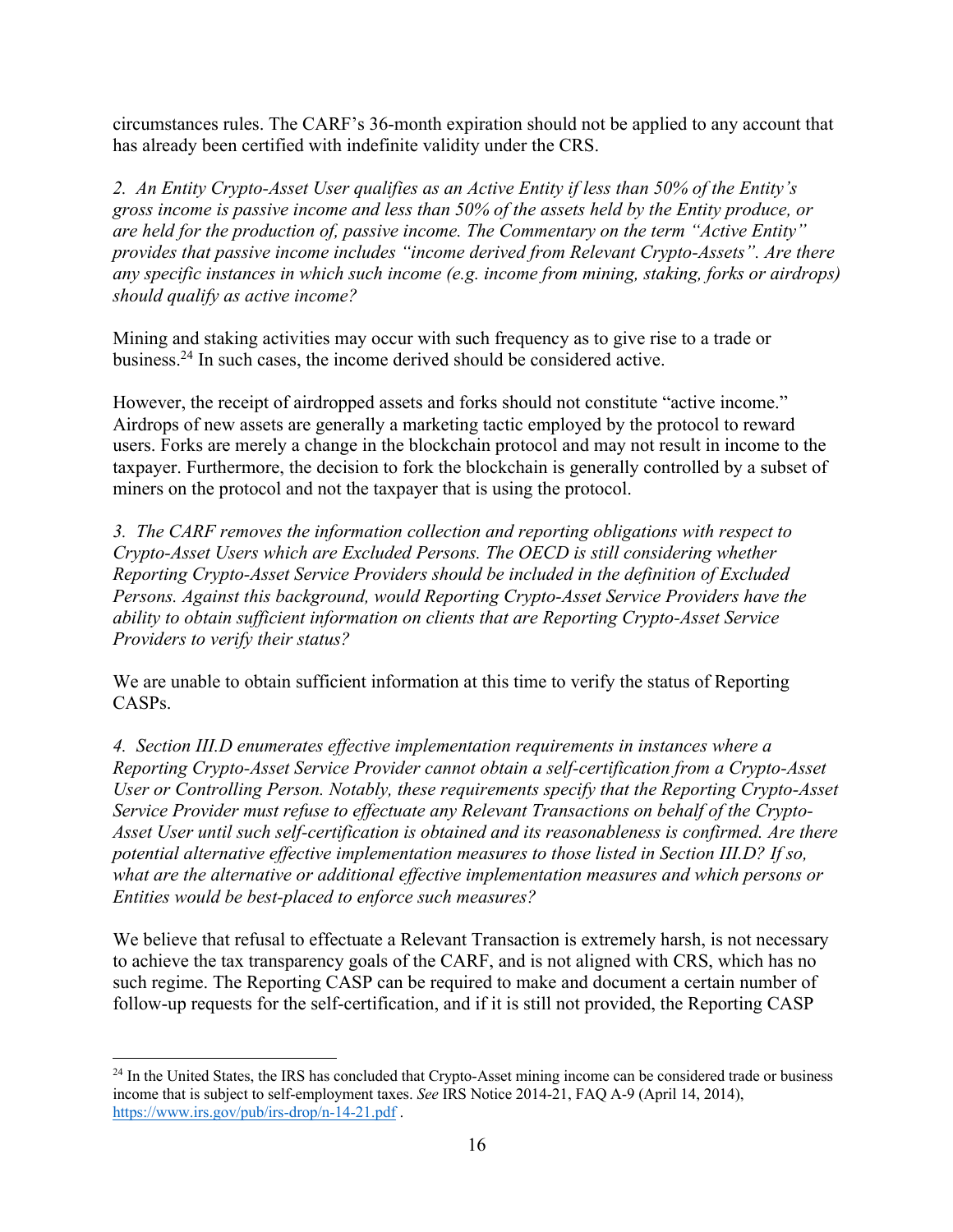circumstances rules. The CARF's 36-month expiration should not be applied to any account that has already been certified with indefinite validity under the CRS.

*2. An Entity Crypto-Asset User qualifies as an Active Entity if less than 50% of the Entity's gross income is passive income and less than 50% of the assets held by the Entity produce, or are held for the production of, passive income. The Commentary on the term "Active Entity" provides that passive income includes "income derived from Relevant Crypto-Assets". Are there any specific instances in which such income (e.g. income from mining, staking, forks or airdrops) should qualify as active income?*

Mining and staking activities may occur with such frequency as to give rise to a trade or business.[24] In such cases, the income derived should be considered active.

However, the receipt of airdropped assets and forks should not constitute "active income." Airdrops of new assets are generally a marketing tactic employed by the protocol to reward users. Forks are merely a change in the blockchain protocol and may not result in income to the taxpayer. Furthermore, the decision to fork the blockchain is generally controlled by a subset of miners on the protocol and not the taxpayer that is using the protocol.

*3. The CARF removes the information collection and reporting obligations with respect to Crypto-Asset Users which are Excluded Persons. The OECD is still considering whether Reporting Crypto-Asset Service Providers should be included in the definition of Excluded Persons. Against this background, would Reporting Crypto-Asset Service Providers have the ability to obtain sufficient information on clients that are Reporting Crypto-Asset Service Providers to verify their status?*

We are unable to obtain sufficient information at this time to verify the status of Reporting CASPs.

*4. Section III.D enumerates effective implementation requirements in instances where a Reporting Crypto-Asset Service Provider cannot obtain a self-certification from a Crypto-Asset User or Controlling Person. Notably, these requirements specify that the Reporting Crypto-Asset Service Provider must refuse to effectuate any Relevant Transactions on behalf of the Crypto-Asset User until such self-certification is obtained and its reasonableness is confirmed. Are there potential alternative effective implementation measures to those listed in Section III.D? If so, what are the alternative or additional effective implementation measures and which persons or Entities would be best-placed to enforce such measures?*

We believe that refusal to effectuate a Relevant Transaction is extremely harsh, is not necessary to achieve the tax transparency goals of the CARF, and is not aligned with CRS, which has no such regime. The Reporting CASP can be required to make and document a certain number of follow-up requests for the self-certification, and if it is still not provided, the Reporting CASP

---

[24] In the United States, the IRS has concluded that Crypto-Asset mining income can be considered trade or business income that is subject to self-employment taxes. *See* IRS Notice 2014-21, FAQ A-9 (April 14, 2014), https://www.irs.gov/pub/irs-drop/n-14-21.pdf .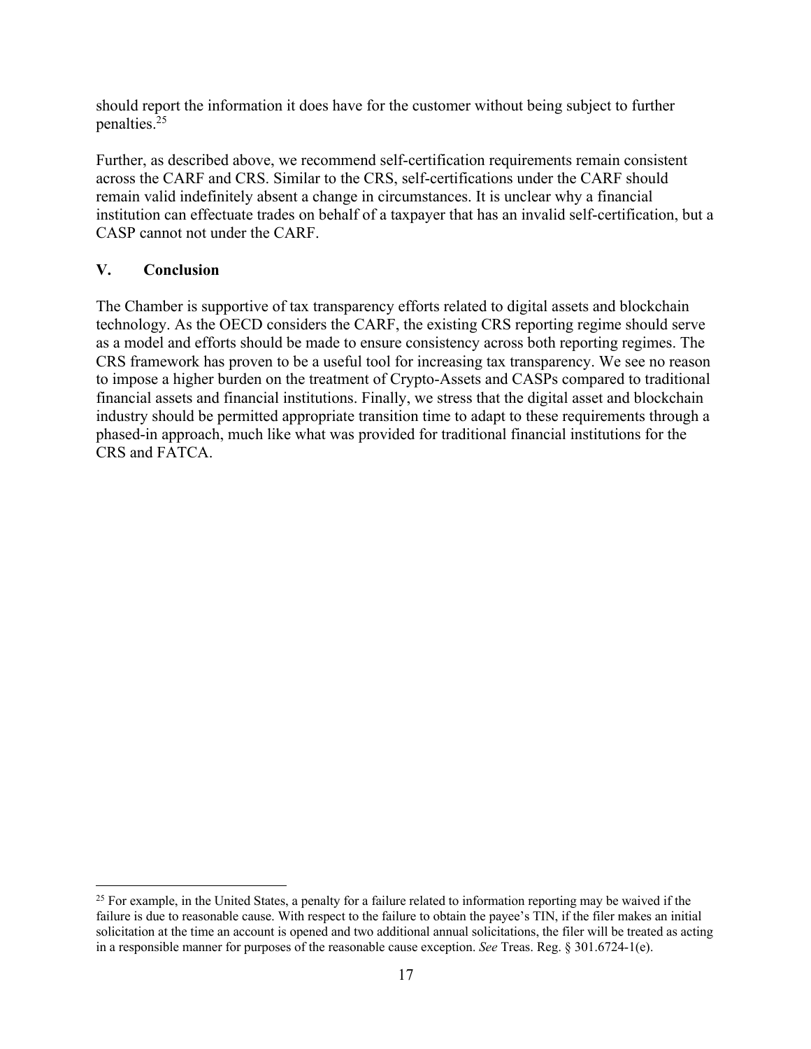should report the information it does have for the customer without being subject to further penalties.[25]

Further, as described above, we recommend self-certification requirements remain consistent across the CARF and CRS. Similar to the CRS, self-certifications under the CARF should remain valid indefinitely absent a change in circumstances. It is unclear why a financial institution can effectuate trades on behalf of a taxpayer that has an invalid self-certification, but a CASP cannot not under the CARF.

## V. Conclusion

The Chamber is supportive of tax transparency efforts related to digital assets and blockchain technology. As the OECD considers the CARF, the existing CRS reporting regime should serve as a model and efforts should be made to ensure consistency across both reporting regimes. The CRS framework has proven to be a useful tool for increasing tax transparency. We see no reason to impose a higher burden on the treatment of Crypto-Assets and CASPs compared to traditional financial assets and financial institutions. Finally, we stress that the digital asset and blockchain industry should be permitted appropriate transition time to adapt to these requirements through a phased-in approach, much like what was provided for traditional financial institutions for the CRS and FATCA.

---

[25] For example, in the United States, a penalty for a failure related to information reporting may be waived if the failure is due to reasonable cause. With respect to the failure to obtain the payee's TIN, if the filer makes an initial solicitation at the time an account is opened and two additional annual solicitations, the filer will be treated as acting in a responsible manner for purposes of the reasonable cause exception. *See* Treas. Reg. § 301.6724-1(e).